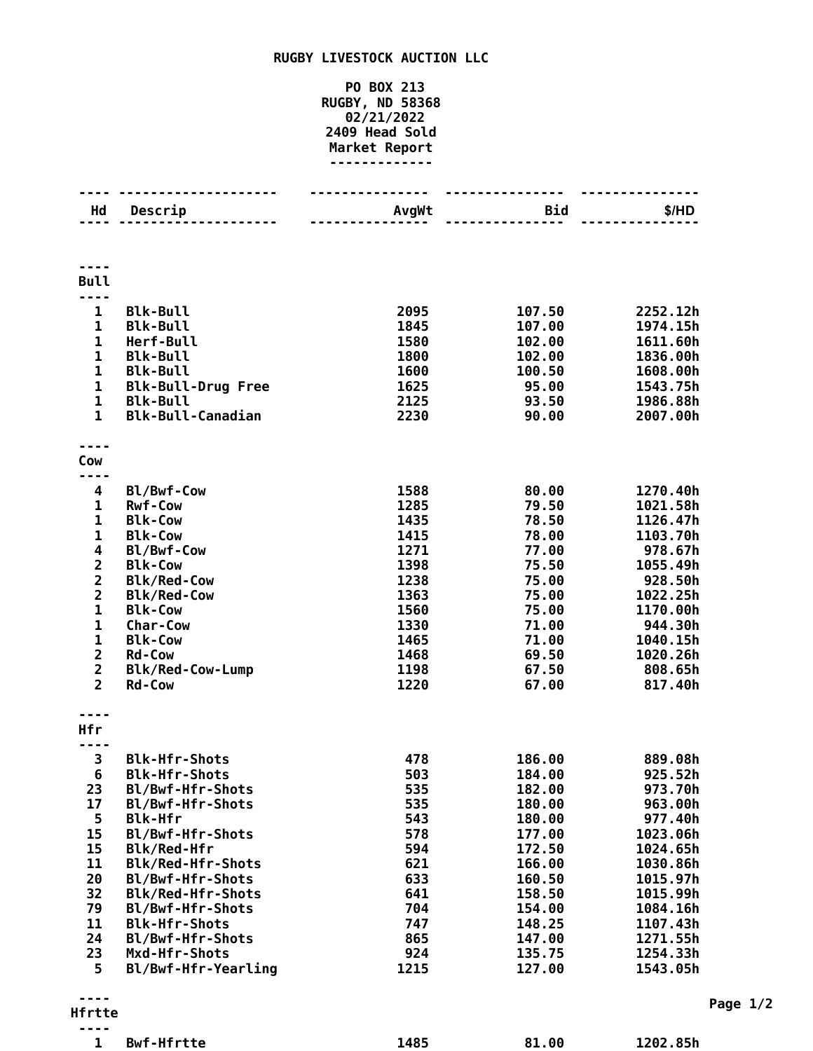# RUGBY LIVESTOCK AUCTION LLC

PO BOX 213
RUGBY, ND 58368
02/21/2022
2409 Head Sold
Market Report

| Hd | Descrip | AvgWt | Bid | $/HD |
|---|---|---|---|---|
| **Bull** | | | | |
| 1 | Blk-Bull | 2095 | 107.50 | 2252.12h |
| 1 | Blk-Bull | 1845 | 107.00 | 1974.15h |
| 1 | Herf-Bull | 1580 | 102.00 | 1611.60h |
| 1 | Blk-Bull | 1800 | 102.00 | 1836.00h |
| 1 | Blk-Bull | 1600 | 100.50 | 1608.00h |
| 1 | Blk-Bull-Drug Free | 1625 | 95.00 | 1543.75h |
| 1 | Blk-Bull | 2125 | 93.50 | 1986.88h |
| 1 | Blk-Bull-Canadian | 2230 | 90.00 | 2007.00h |
| **Cow** | | | | |
| 4 | Bl/Bwf-Cow | 1588 | 80.00 | 1270.40h |
| 1 | Rwf-Cow | 1285 | 79.50 | 1021.58h |
| 1 | Blk-Cow | 1435 | 78.50 | 1126.47h |
| 1 | Blk-Cow | 1415 | 78.00 | 1103.70h |
| 4 | Bl/Bwf-Cow | 1271 | 77.00 | 978.67h |
| 2 | Blk-Cow | 1398 | 75.50 | 1055.49h |
| 2 | Blk/Red-Cow | 1238 | 75.00 | 928.50h |
| 2 | Blk/Red-Cow | 1363 | 75.00 | 1022.25h |
| 1 | Blk-Cow | 1560 | 75.00 | 1170.00h |
| 1 | Char-Cow | 1330 | 71.00 | 944.30h |
| 1 | Blk-Cow | 1465 | 71.00 | 1040.15h |
| 2 | Rd-Cow | 1468 | 69.50 | 1020.26h |
| 2 | Blk/Red-Cow-Lump | 1198 | 67.50 | 808.65h |
| 2 | Rd-Cow | 1220 | 67.00 | 817.40h |
| **Hfr** | | | | |
| 3 | Blk-Hfr-Shots | 478 | 186.00 | 889.08h |
| 6 | Blk-Hfr-Shots | 503 | 184.00 | 925.52h |
| 23 | Bl/Bwf-Hfr-Shots | 535 | 182.00 | 973.70h |
| 17 | Bl/Bwf-Hfr-Shots | 535 | 180.00 | 963.00h |
| 5 | Blk-Hfr | 543 | 180.00 | 977.40h |
| 15 | Bl/Bwf-Hfr-Shots | 578 | 177.00 | 1023.06h |
| 15 | Blk/Red-Hfr | 594 | 172.50 | 1024.65h |
| 11 | Blk/Red-Hfr-Shots | 621 | 166.00 | 1030.86h |
| 20 | Bl/Bwf-Hfr-Shots | 633 | 160.50 | 1015.97h |
| 32 | Blk/Red-Hfr-Shots | 641 | 158.50 | 1015.99h |
| 79 | Bl/Bwf-Hfr-Shots | 704 | 154.00 | 1084.16h |
| 11 | Blk-Hfr-Shots | 747 | 148.25 | 1107.43h |
| 24 | Bl/Bwf-Hfr-Shots | 865 | 147.00 | 1271.55h |
| 23 | Mxd-Hfr-Shots | 924 | 135.75 | 1254.33h |
| 5 | Bl/Bwf-Hfr-Yearling | 1215 | 127.00 | 1543.05h |
| **Hfrtte** | | | | |
| 1 | Bwf-Hfrtte | 1485 | 81.00 | 1202.85h |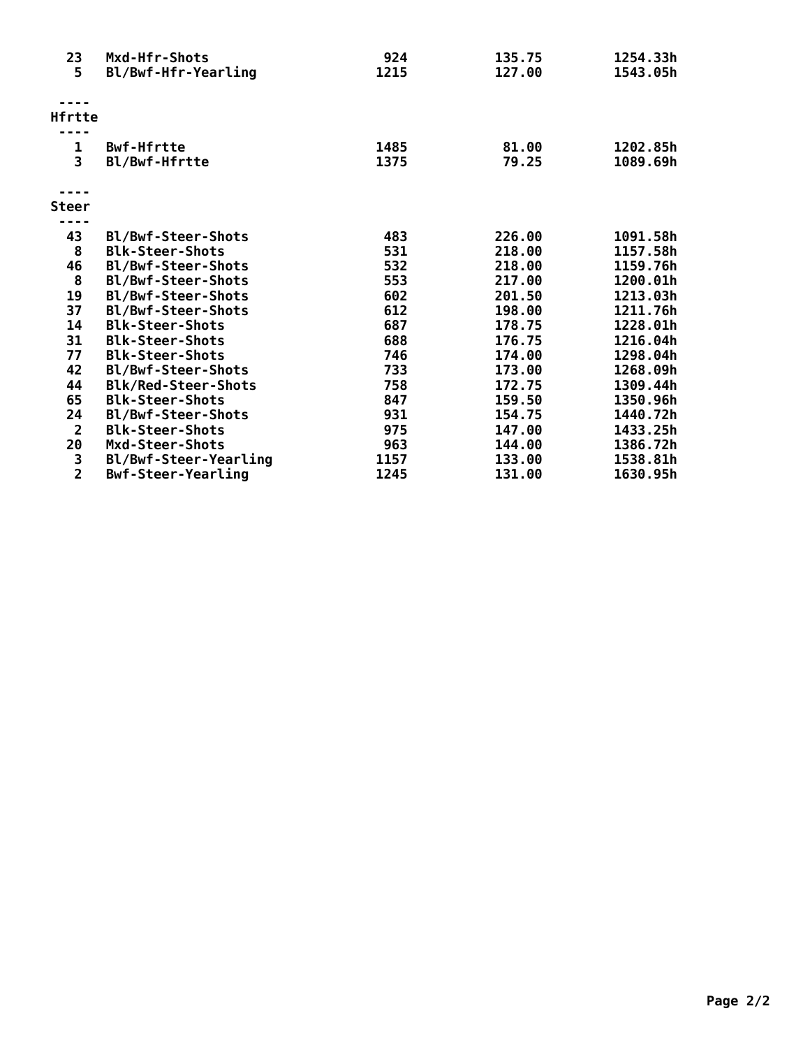| | | | | |
|---|---|---|---|---|
| 23 | Mxd-Hfr-Shots | 924 | 135.75 | 1254.33h |
| 5 | Bl/Bwf-Hfr-Yearling | 1215 | 127.00 | 1543.05h |

----
**Hfrtte**
----

| | | | | |
|---|---|---|---|---|
| 1 | Bwf-Hfrtte | 1485 | 81.00 | 1202.85h |
| 3 | Bl/Bwf-Hfrtte | 1375 | 79.25 | 1089.69h |

----
**Steer**
----

| | | | | |
|---|---|---|---|---|
| 43 | Bl/Bwf-Steer-Shots | 483 | 226.00 | 1091.58h |
| 8 | Blk-Steer-Shots | 531 | 218.00 | 1157.58h |
| 46 | Bl/Bwf-Steer-Shots | 532 | 218.00 | 1159.76h |
| 8 | Bl/Bwf-Steer-Shots | 553 | 217.00 | 1200.01h |
| 19 | Bl/Bwf-Steer-Shots | 602 | 201.50 | 1213.03h |
| 37 | Bl/Bwf-Steer-Shots | 612 | 198.00 | 1211.76h |
| 14 | Blk-Steer-Shots | 687 | 178.75 | 1228.01h |
| 31 | Blk-Steer-Shots | 688 | 176.75 | 1216.04h |
| 77 | Blk-Steer-Shots | 746 | 174.00 | 1298.04h |
| 42 | Bl/Bwf-Steer-Shots | 733 | 173.00 | 1268.09h |
| 44 | Blk/Red-Steer-Shots | 758 | 172.75 | 1309.44h |
| 65 | Blk-Steer-Shots | 847 | 159.50 | 1350.96h |
| 24 | Bl/Bwf-Steer-Shots | 931 | 154.75 | 1440.72h |
| 2 | Blk-Steer-Shots | 975 | 147.00 | 1433.25h |
| 20 | Mxd-Steer-Shots | 963 | 144.00 | 1386.72h |
| 3 | Bl/Bwf-Steer-Yearling | 1157 | 133.00 | 1538.81h |
| 2 | Bwf-Steer-Yearling | 1245 | 131.00 | 1630.95h |